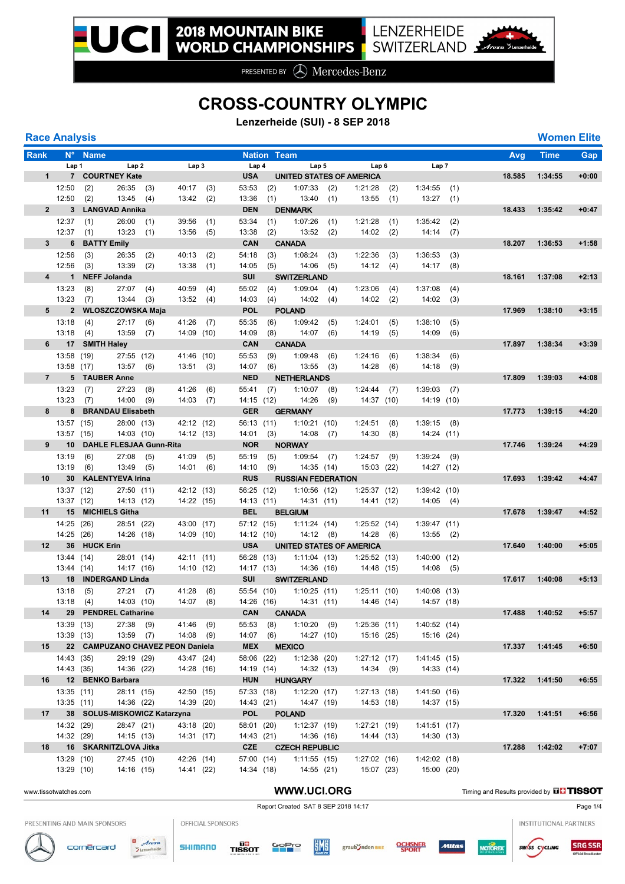# 2018 MOUNTAIN BIKE WORLD CHAMPIONSHIPS

LENZERHEIDE SWITZERLAND

PRESENTED BY Mercedes-Benz

# CROSS-COUNTRY OLYMPIC

**Lenzerheide (SUI) - 8 SEP 2018**

## Race Analysis

**Women Elite**

| Rank | N° | Name | Nation | Team | Avg | Time | Gap |
|---|---|---|---|---|---|---|---|
| | Lap 1 | Lap 2 | Lap 3 | Lap 4 | Lap 5 | Lap 6 | Lap 7 |
| 1 | 7 | COURTNEY Kate | USA | UNITED STATES OF AMERICA | 18.585 | 1:34:55 | +0:00 |
| | 12:50 (2) | 26:35 (3) | 40:17 (3) | 53:53 (2) | 1:07:33 (2) | 1:21:28 (2) | 1:34:55 (1) |
| | 12:50 (2) | 13:45 (4) | 13:42 (2) | 13:36 (1) | 13:40 (1) | 13:55 (1) | 13:27 (1) |
| 2 | 3 | LANGVAD Annika | DEN | DENMARK | 18.433 | 1:35:42 | +0:47 |
| | 12:37 (1) | 26:00 (1) | 39:56 (1) | 53:34 (1) | 1:07:26 (1) | 1:21:28 (1) | 1:35:42 (2) |
| | 12:37 (1) | 13:23 (1) | 13:56 (5) | 13:38 (2) | 13:52 (2) | 14:02 (2) | 14:14 (7) |
| 3 | 6 | BATTY Emily | CAN | CANADA | 18.207 | 1:36:53 | +1:58 |
| | 12:56 (3) | 26:35 (2) | 40:13 (2) | 54:18 (3) | 1:08:24 (3) | 1:22:36 (3) | 1:36:53 (3) |
| | 12:56 (3) | 13:39 (2) | 13:38 (1) | 14:05 (5) | 14:06 (5) | 14:12 (4) | 14:17 (8) |
| 4 | 1 | NEFF Jolanda | SUI | SWITZERLAND | 18.161 | 1:37:08 | +2:13 |
| | 13:23 (8) | 27:07 (4) | 40:59 (4) | 55:02 (4) | 1:09:04 (4) | 1:23:06 (4) | 1:37:08 (4) |
| | 13:23 (7) | 13:44 (3) | 13:52 (4) | 14:03 (4) | 14:02 (4) | 14:02 (2) | 14:02 (3) |
| 5 | 2 | WLOSZCZOWSKA Maja | POL | POLAND | 17.969 | 1:38:10 | +3:15 |
| | 13:18 (4) | 27:17 (6) | 41:26 (7) | 55:35 (6) | 1:09:42 (5) | 1:24:01 (5) | 1:38:10 (5) |
| | 13:18 (4) | 13:59 (7) | 14:09 (10) | 14:09 (8) | 14:07 (6) | 14:19 (5) | 14:09 (6) |
| 6 | 17 | SMITH Haley | CAN | CANADA | 17.897 | 1:38:34 | +3:39 |
| | 13:58 (19) | 27:55 (12) | 41:46 (10) | 55:53 (9) | 1:09:48 (6) | 1:24:16 (6) | 1:38:34 (6) |
| | 13:58 (17) | 13:57 (6) | 13:51 (3) | 14:07 (6) | 13:55 (3) | 14:28 (6) | 14:18 (9) |
| 7 | 5 | TAUBER Anne | NED | NETHERLANDS | 17.809 | 1:39:03 | +4:08 |
| | 13:23 (7) | 27:23 (8) | 41:26 (6) | 55:41 (7) | 1:10:07 (8) | 1:24:44 (7) | 1:39:03 (7) |
| | 13:23 (7) | 14:00 (9) | 14:03 (7) | 14:15 (12) | 14:26 (9) | 14:37 (10) | 14:19 (10) |
| 8 | 8 | BRANDAU Elisabeth | GER | GERMANY | 17.773 | 1:39:15 | +4:20 |
| | 13:57 (15) | 28:00 (13) | 42:12 (12) | 56:13 (11) | 1:10:21 (10) | 1:24:51 (8) | 1:39:15 (8) |
| | 13:57 (15) | 14:03 (10) | 14:12 (13) | 14:01 (3) | 14:08 (7) | 14:30 (8) | 14:24 (11) |
| 9 | 10 | DAHLE FLESJAA Gunn-Rita | NOR | NORWAY | 17.746 | 1:39:24 | +4:29 |
| | 13:19 (6) | 27:08 (5) | 41:09 (5) | 55:19 (5) | 1:09:54 (7) | 1:24:57 (9) | 1:39:24 (9) |
| | 13:19 (6) | 13:49 (5) | 14:01 (6) | 14:10 (9) | 14:35 (14) | 15:03 (22) | 14:27 (12) |
| 10 | 30 | KALENTYEVA Irina | RUS | RUSSIAN FEDERATION | 17.693 | 1:39:42 | +4:47 |
| | 13:37 (12) | 27:50 (11) | 42:12 (13) | 56:25 (12) | 1:10:56 (12) | 1:25:37 (12) | 1:39:42 (10) |
| | 13:37 (12) | 14:13 (12) | 14:22 (15) | 14:13 (11) | 14:31 (11) | 14:41 (12) | 14:05 (4) |
| 11 | 15 | MICHIELS Githa | BEL | BELGIUM | 17.678 | 1:39:47 | +4:52 |
| | 14:25 (26) | 28:51 (22) | 43:00 (17) | 57:12 (15) | 1:11:24 (14) | 1:25:52 (14) | 1:39:47 (11) |
| | 14:25 (26) | 14:26 (18) | 14:09 (10) | 14:12 (10) | 14:12 (8) | 14:28 (6) | 13:55 (2) |
| 12 | 36 | HUCK Erin | USA | UNITED STATES OF AMERICA | 17.640 | 1:40:00 | +5:05 |
| | 13:44 (14) | 28:01 (14) | 42:11 (11) | 56:28 (13) | 1:11:04 (13) | 1:25:52 (13) | 1:40:00 (12) |
| | 13:44 (14) | 14:17 (16) | 14:10 (12) | 14:17 (13) | 14:36 (16) | 14:48 (15) | 14:08 (5) |
| 13 | 18 | INDERGAND Linda | SUI | SWITZERLAND | 17.617 | 1:40:08 | +5:13 |
| | 13:18 (5) | 27:21 (7) | 41:28 (8) | 55:54 (10) | 1:10:25 (11) | 1:25:11 (10) | 1:40:08 (13) |
| | 13:18 (4) | 14:03 (10) | 14:07 (8) | 14:26 (16) | 14:31 (11) | 14:46 (14) | 14:57 (18) |
| 14 | 29 | PENDREL Catharine | CAN | CANADA | 17.488 | 1:40:52 | +5:57 |
| | 13:39 (13) | 27:38 (9) | 41:46 (9) | 55:53 (8) | 1:10:20 (9) | 1:25:36 (11) | 1:40:52 (14) |
| | 13:39 (13) | 13:59 (7) | 14:08 (9) | 14:07 (6) | 14:27 (10) | 15:16 (25) | 15:16 (24) |
| 15 | 22 | CAMPUZANO CHAVEZ PEON Daniela | MEX | MEXICO | 17.337 | 1:41:45 | +6:50 |
| | 14:43 (35) | 29:19 (29) | 43:47 (24) | 58:06 (22) | 1:12:38 (20) | 1:27:12 (17) | 1:41:45 (15) |
| | 14:43 (35) | 14:36 (22) | 14:28 (16) | 14:19 (14) | 14:32 (13) | 14:34 (9) | 14:33 (14) |
| 16 | 12 | BENKO Barbara | HUN | HUNGARY | 17.322 | 1:41:50 | +6:55 |
| | 13:35 (11) | 28:11 (15) | 42:50 (15) | 57:33 (18) | 1:12:20 (17) | 1:27:13 (18) | 1:41:50 (16) |
| | 13:35 (11) | 14:36 (22) | 14:39 (20) | 14:43 (21) | 14:47 (19) | 14:53 (18) | 14:37 (15) |
| 17 | 38 | SOLUS-MISKOWICZ Katarzyna | POL | POLAND | 17.320 | 1:41:51 | +6:56 |
| | 14:32 (29) | 28:47 (21) | 43:18 (20) | 58:01 (20) | 1:12:37 (19) | 1:27:21 (19) | 1:41:51 (17) |
| | 14:32 (29) | 14:15 (13) | 14:31 (17) | 14:43 (21) | 14:36 (16) | 14:44 (13) | 14:30 (13) |
| 18 | 16 | SKARNITZLOVA Jitka | CZE | CZECH REPUBLIC | 17.288 | 1:42:02 | +7:07 |
| | 13:29 (10) | 27:45 (10) | 42:26 (14) | 57:00 (14) | 1:11:55 (15) | 1:27:02 (16) | 1:42:02 (18) |
| | 13:29 (10) | 14:16 (15) | 14:41 (22) | 14:34 (18) | 14:55 (21) | 15:07 (23) | 15:00 (20) |

www.tissotwatches.com — WWW.UCI.ORG — Timing and Results provided by TISSOT

Report Created SAT 8 SEP 2018 14:17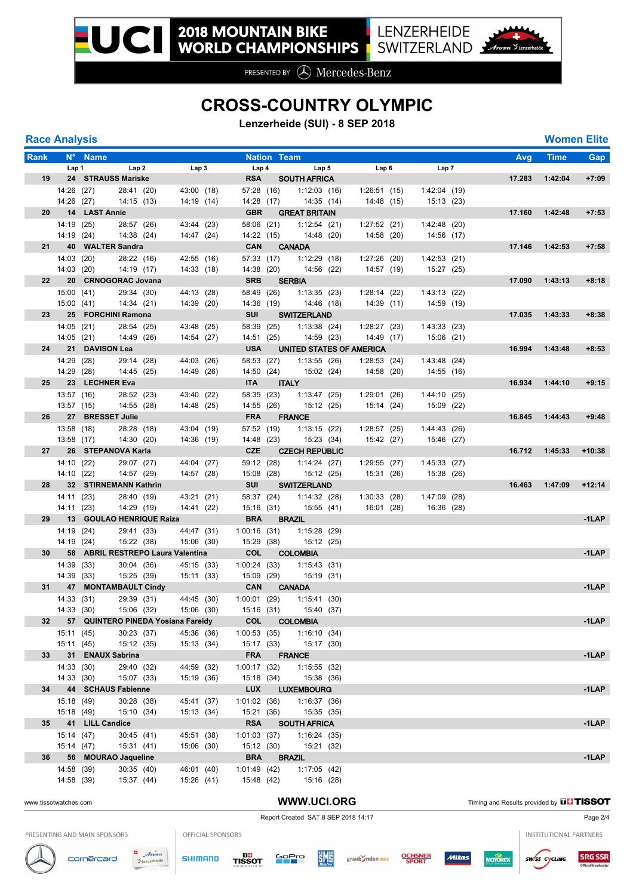# 2018 MOUNTAIN BIKE WORLD CHAMPIONSHIPS

LENZERHEIDE SWITZERLAND

PRESENTED BY Mercedes-Benz

# CROSS-COUNTRY OLYMPIC

**Lenzerheide (SUI) - 8 SEP 2018**

## Race Analysis

**Women Elite**

| Rank | N° | Name | Nation | Team | Avg | Time | Gap |
|---|---|---|---|---|---|---|---|
| | Lap 1 | Lap 2 | Lap 3 | Lap 4 | Lap 5 | Lap 6 | Lap 7 |
| **19** | **24** | **STRAUSS Mariske** | **RSA** | **SOUTH AFRICA** | **17.283** | **1:42:04** | **+7:09** |
| | 14:26 (27) | 28:41 (20) | 43:00 (18) | 57:28 (16) | 1:12:03 (16) | 1:26:51 (15) | 1:42:04 (19) |
| | 14:26 (27) | 14:15 (13) | 14:19 (14) | 14:28 (17) | 14:35 (14) | 14:48 (15) | 15:13 (23) |
| **20** | **14** | **LAST Annie** | **GBR** | **GREAT BRITAIN** | **17.160** | **1:42:48** | **+7:53** |
| | 14:19 (25) | 28:57 (26) | 43:44 (23) | 58:06 (21) | 1:12:54 (21) | 1:27:52 (21) | 1:42:48 (20) |
| | 14:19 (24) | 14:38 (24) | 14:47 (24) | 14:22 (15) | 14:48 (20) | 14:58 (20) | 14:56 (17) |
| **21** | **40** | **WALTER Sandra** | **CAN** | **CANADA** | **17.146** | **1:42:53** | **+7:58** |
| | 14:03 (20) | 28:22 (16) | 42:55 (16) | 57:33 (17) | 1:12:29 (18) | 1:27:26 (20) | 1:42:53 (21) |
| | 14:03 (20) | 14:19 (17) | 14:33 (18) | 14:38 (20) | 14:56 (22) | 14:57 (19) | 15:27 (25) |
| **22** | **20** | **CRNOGORAC Jovana** | **SRB** | **SERBIA** | **17.090** | **1:43:13** | **+8:18** |
| | 15:00 (41) | 29:34 (30) | 44:13 (28) | 58:49 (26) | 1:13:35 (23) | 1:28:14 (22) | 1:43:13 (22) |
| | 15:00 (41) | 14:34 (21) | 14:39 (20) | 14:36 (19) | 14:46 (18) | 14:39 (11) | 14:59 (19) |
| **23** | **25** | **FORCHINI Ramona** | **SUI** | **SWITZERLAND** | **17.035** | **1:43:33** | **+8:38** |
| | 14:05 (21) | 28:54 (25) | 43:48 (25) | 58:39 (25) | 1:13:38 (24) | 1:28:27 (23) | 1:43:33 (23) |
| | 14:05 (21) | 14:49 (26) | 14:54 (27) | 14:51 (25) | 14:59 (23) | 14:49 (17) | 15:06 (21) |
| **24** | **21** | **DAVISON Lea** | **USA** | **UNITED STATES OF AMERICA** | **16.994** | **1:43:48** | **+8:53** |
| | 14:29 (28) | 29:14 (28) | 44:03 (26) | 58:53 (27) | 1:13:55 (26) | 1:28:53 (24) | 1:43:48 (24) |
| | 14:29 (28) | 14:45 (25) | 14:49 (26) | 14:50 (24) | 15:02 (24) | 14:58 (20) | 14:55 (16) |
| **25** | **23** | **LECHNER Eva** | **ITA** | **ITALY** | **16.934** | **1:44:10** | **+9:15** |
| | 13:57 (16) | 28:52 (23) | 43:40 (22) | 58:35 (23) | 1:13:47 (25) | 1:29:01 (26) | 1:44:10 (25) |
| | 13:57 (15) | 14:55 (28) | 14:48 (25) | 14:55 (26) | 15:12 (25) | 15:14 (24) | 15:09 (22) |
| **26** | **27** | **BRESSET Julie** | **FRA** | **FRANCE** | **16.845** | **1:44:43** | **+9:48** |
| | 13:58 (18) | 28:28 (18) | 43:04 (19) | 57:52 (19) | 1:13:15 (22) | 1:28:57 (25) | 1:44:43 (26) |
| | 13:58 (17) | 14:30 (20) | 14:36 (19) | 14:48 (23) | 15:23 (34) | 15:42 (27) | 15:46 (27) |
| **27** | **26** | **STEPANOVA Karla** | **CZE** | **CZECH REPUBLIC** | **16.712** | **1:45:33** | **+10:38** |
| | 14:10 (22) | 29:07 (27) | 44:04 (27) | 59:12 (28) | 1:14:24 (27) | 1:29:55 (27) | 1:45:33 (27) |
| | 14:10 (22) | 14:57 (29) | 14:57 (28) | 15:08 (28) | 15:12 (25) | 15:31 (26) | 15:38 (26) |
| **28** | **32** | **STIRNEMANN Kathrin** | **SUI** | **SWITZERLAND** | **16.463** | **1:47:09** | **+12:14** |
| | 14:11 (23) | 28:40 (19) | 43:21 (21) | 58:37 (24) | 1:14:32 (28) | 1:30:33 (28) | 1:47:09 (28) |
| | 14:11 (23) | 14:29 (19) | 14:41 (22) | 15:16 (31) | 15:55 (41) | 16:01 (28) | 16:36 (28) |
| **29** | **13** | **GOULAO HENRIQUE Raiza** | **BRA** | **BRAZIL** | | | **-1LAP** |
| | 14:19 (24) | 29:41 (33) | 44:47 (31) | 1:00:16 (31) | 1:15:28 (29) | | |
| | 14:19 (24) | 15:22 (38) | 15:06 (30) | 15:29 (38) | 15:12 (25) | | |
| **30** | **58** | **ABRIL RESTREPO Laura Valentina** | **COL** | **COLOMBIA** | | | **-1LAP** |
| | 14:39 (33) | 30:04 (36) | 45:15 (33) | 1:00:24 (33) | 1:15:43 (31) | | |
| | 14:39 (33) | 15:25 (39) | 15:11 (33) | 15:09 (29) | 15:19 (31) | | |
| **31** | **47** | **MONTAMBAULT Cindy** | **CAN** | **CANADA** | | | **-1LAP** |
| | 14:33 (31) | 29:39 (31) | 44:45 (30) | 1:00:01 (29) | 1:15:41 (30) | | |
| | 14:33 (30) | 15:06 (32) | 15:06 (30) | 15:16 (31) | 15:40 (37) | | |
| **32** | **57** | **QUINTERO PINEDA Yosiana Fareidy** | **COL** | **COLOMBIA** | | | **-1LAP** |
| | 15:11 (45) | 30:23 (37) | 45:36 (36) | 1:00:53 (35) | 1:16:10 (34) | | |
| | 15:11 (45) | 15:12 (35) | 15:13 (34) | 15:17 (33) | 15:17 (30) | | |
| **33** | **31** | **ENAUX Sabrina** | **FRA** | **FRANCE** | | | **-1LAP** |
| | 14:33 (30) | 29:40 (32) | 44:59 (32) | 1:00:17 (32) | 1:15:55 (32) | | |
| | 14:33 (30) | 15:07 (33) | 15:19 (36) | 15:18 (34) | 15:38 (36) | | |
| **34** | **44** | **SCHAUS Fabienne** | **LUX** | **LUXEMBOURG** | | | **-1LAP** |
| | 15:18 (49) | 30:28 (38) | 45:41 (37) | 1:01:02 (36) | 1:16:37 (36) | | |
| | 15:18 (49) | 15:10 (34) | 15:13 (34) | 15:21 (36) | 15:35 (35) | | |
| **35** | **41** | **LILL Candice** | **RSA** | **SOUTH AFRICA** | | | **-1LAP** |
| | 15:14 (47) | 30:45 (41) | 45:51 (38) | 1:01:03 (37) | 1:16:24 (35) | | |
| | 15:14 (47) | 15:31 (41) | 15:06 (30) | 15:12 (30) | 15:21 (32) | | |
| **36** | **56** | **MOURAO Jaqueline** | **BRA** | **BRAZIL** | | | **-1LAP** |
| | 14:58 (39) | 30:35 (40) | 46:01 (40) | 1:01:49 (42) | 1:17:05 (42) | | |
| | 14:58 (39) | 15:37 (44) | 15:26 (41) | 15:48 (42) | 15:16 (28) | | |

www.tissotwatches.com — WWW.UCI.ORG — Timing and Results provided by TISSOT

Report Created SAT 8 SEP 2018 14:17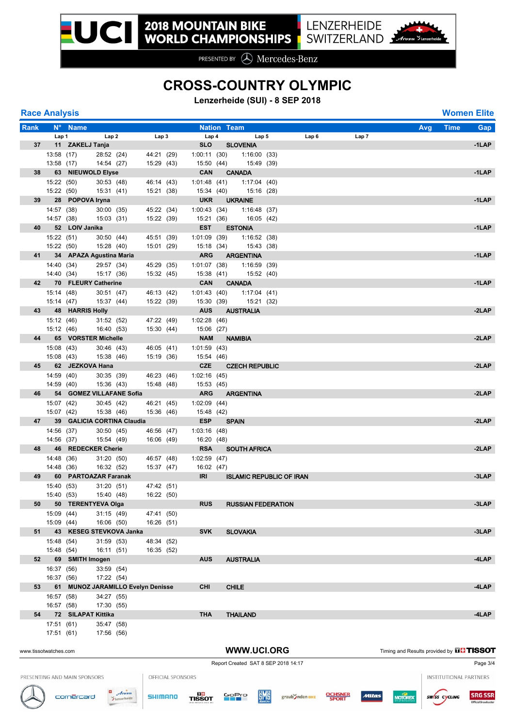# CROSS-COUNTRY OLYMPIC

**Lenzerheide (SUI) - 8 SEP 2018**

## Race Analysis

## Women Elite

| Rank | N° | Name | Nation | Team | Lap 1 | Lap 2 | Lap 3 | Lap 4 | Lap 5 | Lap 6 | Lap 7 | Avg | Time | Gap |
|---|---|---|---|---|---|---|---|---|---|---|---|---|---|---|
| 37 | 11 | ZAKELJ Tanja | SLO | SLOVENIA | 13:58 (17) | 28:52 (24) | 44:21 (29) | 1:00:11 (30) | 1:16:00 (33) | | | | | -1LAP |
| | | | | | 13:58 (17) | 14:54 (27) | 15:29 (43) | 15:50 (44) | 15:49 (39) | | | | | |
| 38 | 63 | NIEUWOLD Elyse | CAN | CANADA | 15:22 (50) | 30:53 (48) | 46:14 (43) | 1:01:48 (41) | 1:17:04 (40) | | | | | -1LAP |
| | | | | | 15:22 (50) | 15:31 (41) | 15:21 (38) | 15:34 (40) | 15:16 (28) | | | | | |
| 39 | 28 | POPOVA Iryna | UKR | UKRAINE | 14:57 (38) | 30:00 (35) | 45:22 (34) | 1:00:43 (34) | 1:16:48 (37) | | | | | -1LAP |
| | | | | | 14:57 (38) | 15:03 (31) | 15:22 (39) | 15:21 (36) | 16:05 (42) | | | | | |
| 40 | 52 | LOIV Janika | EST | ESTONIA | 15:22 (51) | 30:50 (44) | 45:51 (39) | 1:01:09 (39) | 1:16:52 (38) | | | | | -1LAP |
| | | | | | 15:22 (50) | 15:28 (40) | 15:01 (29) | 15:18 (34) | 15:43 (38) | | | | | |
| 41 | 34 | APAZA Agustina Maria | ARG | ARGENTINA | 14:40 (34) | 29:57 (34) | 45:29 (35) | 1:01:07 (38) | 1:16:59 (39) | | | | | -1LAP |
| | | | | | 14:40 (34) | 15:17 (36) | 15:32 (45) | 15:38 (41) | 15:52 (40) | | | | | |
| 42 | 70 | FLEURY Catherine | CAN | CANADA | 15:14 (48) | 30:51 (47) | 46:13 (42) | 1:01:43 (40) | 1:17:04 (41) | | | | | -1LAP |
| | | | | | 15:14 (47) | 15:37 (44) | 15:22 (39) | 15:30 (39) | 15:21 (32) | | | | | |
| 43 | 48 | HARRIS Holly | AUS | AUSTRALIA | 15:12 (46) | 31:52 (52) | 47:22 (49) | 1:02:28 (46) | | | | | | -2LAP |
| | | | | | 15:12 (46) | 16:40 (53) | 15:30 (44) | 15:06 (27) | | | | | | |
| 44 | 65 | VORSTER Michelle | NAM | NAMIBIA | 15:08 (43) | 30:46 (43) | 46:05 (41) | 1:01:59 (43) | | | | | | -2LAP |
| | | | | | 15:08 (43) | 15:38 (46) | 15:19 (36) | 15:54 (46) | | | | | | |
| 45 | 62 | JEZKOVA Hana | CZE | CZECH REPUBLIC | 14:59 (40) | 30:35 (39) | 46:23 (46) | 1:02:16 (45) | | | | | | -2LAP |
| | | | | | 14:59 (40) | 15:36 (43) | 15:48 (48) | 15:53 (45) | | | | | | |
| 46 | 54 | GOMEZ VILLAFANE Sofia | ARG | ARGENTINA | 15:07 (42) | 30:45 (42) | 46:21 (45) | 1:02:09 (44) | | | | | | -2LAP |
| | | | | | 15:07 (42) | 15:38 (46) | 15:36 (46) | 15:48 (42) | | | | | | |
| 47 | 39 | GALICIA CORTINA Claudia | ESP | SPAIN | 14:56 (37) | 30:50 (45) | 46:56 (47) | 1:03:16 (48) | | | | | | -2LAP |
| | | | | | 14:56 (37) | 15:54 (49) | 16:06 (49) | 16:20 (48) | | | | | | |
| 48 | 46 | REDECKER Cherie | RSA | SOUTH AFRICA | 14:48 (36) | 31:20 (50) | 46:57 (48) | 1:02:59 (47) | | | | | | -2LAP |
| | | | | | 14:48 (36) | 16:32 (52) | 15:37 (47) | 16:02 (47) | | | | | | |
| 49 | 60 | PARTOAZAR Faranak | IRI | ISLAMIC REPUBLIC OF IRAN | 15:40 (53) | 31:20 (51) | 47:42 (51) | | | | | | | -3LAP |
| | | | | | 15:40 (53) | 15:40 (48) | 16:22 (50) | | | | | | | |
| 50 | 50 | TERENTYEVA Olga | RUS | RUSSIAN FEDERATION | 15:09 (44) | 31:15 (49) | 47:41 (50) | | | | | | | -3LAP |
| | | | | | 15:09 (44) | 16:06 (50) | 16:26 (51) | | | | | | | |
| 51 | 43 | KESEG STEVKOVA Janka | SVK | SLOVAKIA | 15:48 (54) | 31:59 (53) | 48:34 (52) | | | | | | | -3LAP |
| | | | | | 15:48 (54) | 16:11 (51) | 16:35 (52) | | | | | | | |
| 52 | 69 | SMITH Imogen | AUS | AUSTRALIA | 16:37 (56) | 33:59 (54) | | | | | | | | -4LAP |
| | | | | | 16:37 (56) | 17:22 (54) | | | | | | | | |
| 53 | 61 | MUNOZ JARAMILLO Evelyn Denisse | CHI | CHILE | 16:57 (58) | 34:27 (55) | | | | | | | | -4LAP |
| | | | | | 16:57 (58) | 17:30 (55) | | | | | | | | |
| 54 | 72 | SILAPAT Kittika | THA | THAILAND | 17:51 (61) | 35:47 (58) | | | | | | | | -4LAP |
| | | | | | 17:51 (61) | 17:56 (56) | | | | | | | | |

www.tissotwatches.com — WWW.UCI.ORG — Timing and Results provided by TISSOT

Report Created SAT 8 SEP 2018 14:17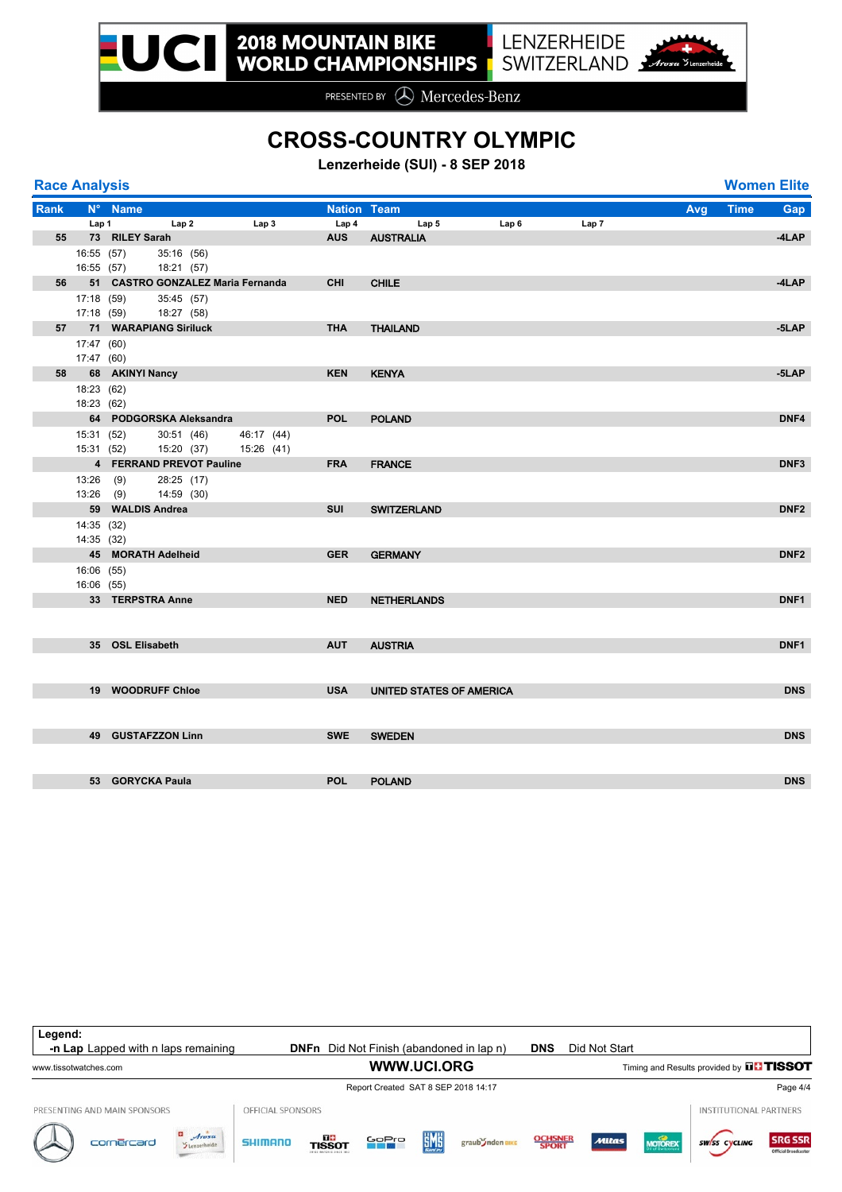# CROSS-COUNTRY OLYMPIC

**Lenzerheide (SUI) - 8 SEP 2018**

**Race Analysis** — **Women Elite**

| Rank | N° | Name | Lap 1 | Lap 2 | Lap 3 | Lap 4 | Nation | Team | Lap 5 | Lap 6 | Lap 7 | Avg | Time | Gap |
|---|---|---|---|---|---|---|---|---|---|---|---|---|---|---|
| 55 | 73 | RILEY Sarah | 16:55 (57) / 16:55 (57) | 35:16 (56) / 18:21 (57) | | | AUS | AUSTRALIA | | | | | | -4LAP |
| 56 | 51 | CASTRO GONZALEZ Maria Fernanda | 17:18 (59) / 17:18 (59) | 35:45 (57) / 18:27 (58) | | | CHI | CHILE | | | | | | -4LAP |
| 57 | 71 | WARAPIANG Siriluck | 17:47 (60) / 17:47 (60) | | | | THA | THAILAND | | | | | | -5LAP |
| 58 | 68 | AKINYI Nancy | 18:23 (62) / 18:23 (62) | | | | KEN | KENYA | | | | | | -5LAP |
| | 64 | PODGORSKA Aleksandra | 15:31 (52) / 15:31 (52) | 30:51 (46) / 15:20 (37) | 46:17 (44) / 15:26 (41) | | POL | POLAND | | | | | | DNF4 |
| | 4 | FERRAND PREVOT Pauline | 13:26 (9) / 13:26 (9) | 28:25 (17) / 14:59 (30) | | | FRA | FRANCE | | | | | | DNF3 |
| | 59 | WALDIS Andrea | 14:35 (32) / 14:35 (32) | | | | SUI | SWITZERLAND | | | | | | DNF2 |
| | 45 | MORATH Adelheid | 16:06 (55) / 16:06 (55) | | | | GER | GERMANY | | | | | | DNF2 |
| | 33 | TERPSTRA Anne | | | | | NED | NETHERLANDS | | | | | | DNF1 |
| | 35 | OSL Elisabeth | | | | | AUT | AUSTRIA | | | | | | DNF1 |
| | 19 | WOODRUFF Chloe | | | | | USA | UNITED STATES OF AMERICA | | | | | | DNS |
| | 49 | GUSTAFZZON Linn | | | | | SWE | SWEDEN | | | | | | DNS |
| | 53 | GORYCKA Paula | | | | | POL | POLAND | | | | | | DNS |

**Legend:**
**-n Lap** Lapped with n laps remaining **DNFn** Did Not Finish (abandoned in lap n) **DNS** Did Not Start

Report Created SAT 8 SEP 2018 14:17